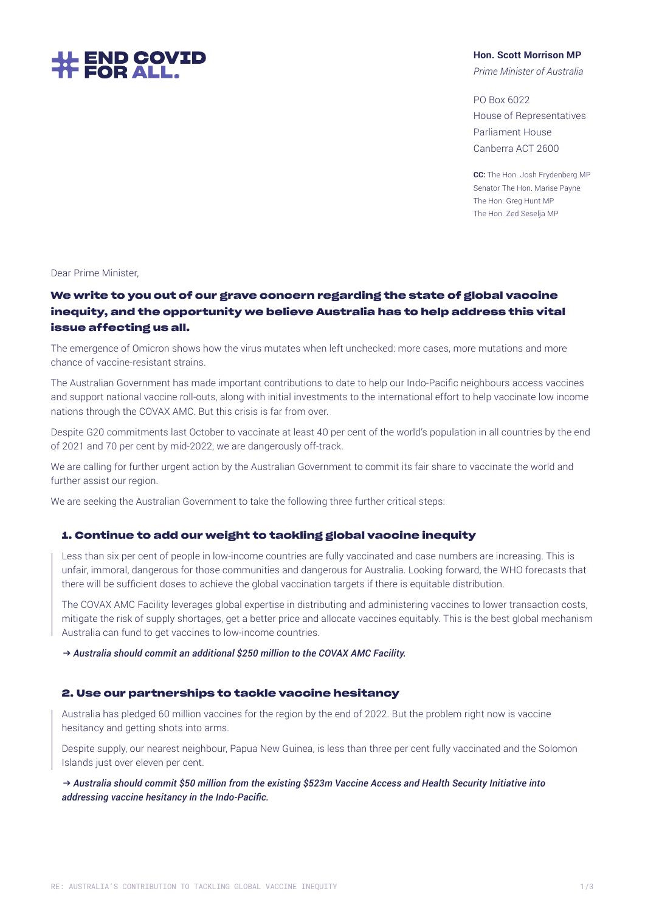# END COVID FOR ALL.

**Hon. Scott Morrison MP**
*Prime Minister of Australia*

PO Box 6022
House of Representatives
Parliament House
Canberra ACT 2600

**CC:** The Hon. Josh Frydenberg MP
Senator The Hon. Marise Payne
The Hon. Greg Hunt MP
The Hon. Zed Seselja MP

Dear Prime Minister,

## We write to you out of our grave concern regarding the state of global vaccine inequity, and the opportunity we believe Australia has to help address this vital issue affecting us all.

The emergence of Omicron shows how the virus mutates when left unchecked: more cases, more mutations and more chance of vaccine-resistant strains.

The Australian Government has made important contributions to date to help our Indo-Pacific neighbours access vaccines and support national vaccine roll-outs, along with initial investments to the international effort to help vaccinate low income nations through the COVAX AMC. But this crisis is far from over.

Despite G20 commitments last October to vaccinate at least 40 per cent of the world's population in all countries by the end of 2021 and 70 per cent by mid-2022, we are dangerously off-track.

We are calling for further urgent action by the Australian Government to commit its fair share to vaccinate the world and further assist our region.

We are seeking the Australian Government to take the following three further critical steps:

### 1. Continue to add our weight to tackling global vaccine inequity

Less than six per cent of people in low-income countries are fully vaccinated and case numbers are increasing. This is unfair, immoral, dangerous for those communities and dangerous for Australia. Looking forward, the WHO forecasts that there will be sufficient doses to achieve the global vaccination targets if there is equitable distribution.

The COVAX AMC Facility leverages global expertise in distributing and administering vaccines to lower transaction costs, mitigate the risk of supply shortages, get a better price and allocate vaccines equitably. This is the best global mechanism Australia can fund to get vaccines to low-income countries.

**→ *Australia should commit an additional $250 million to the COVAX AMC Facility.***

### 2. Use our partnerships to tackle vaccine hesitancy

Australia has pledged 60 million vaccines for the region by the end of 2022. But the problem right now is vaccine hesitancy and getting shots into arms.

Despite supply, our nearest neighbour, Papua New Guinea, is less than three per cent fully vaccinated and the Solomon Islands just over eleven per cent.

**→ *Australia should commit $50 million from the existing $523m Vaccine Access and Health Security Initiative into addressing vaccine hesitancy in the Indo-Pacific.***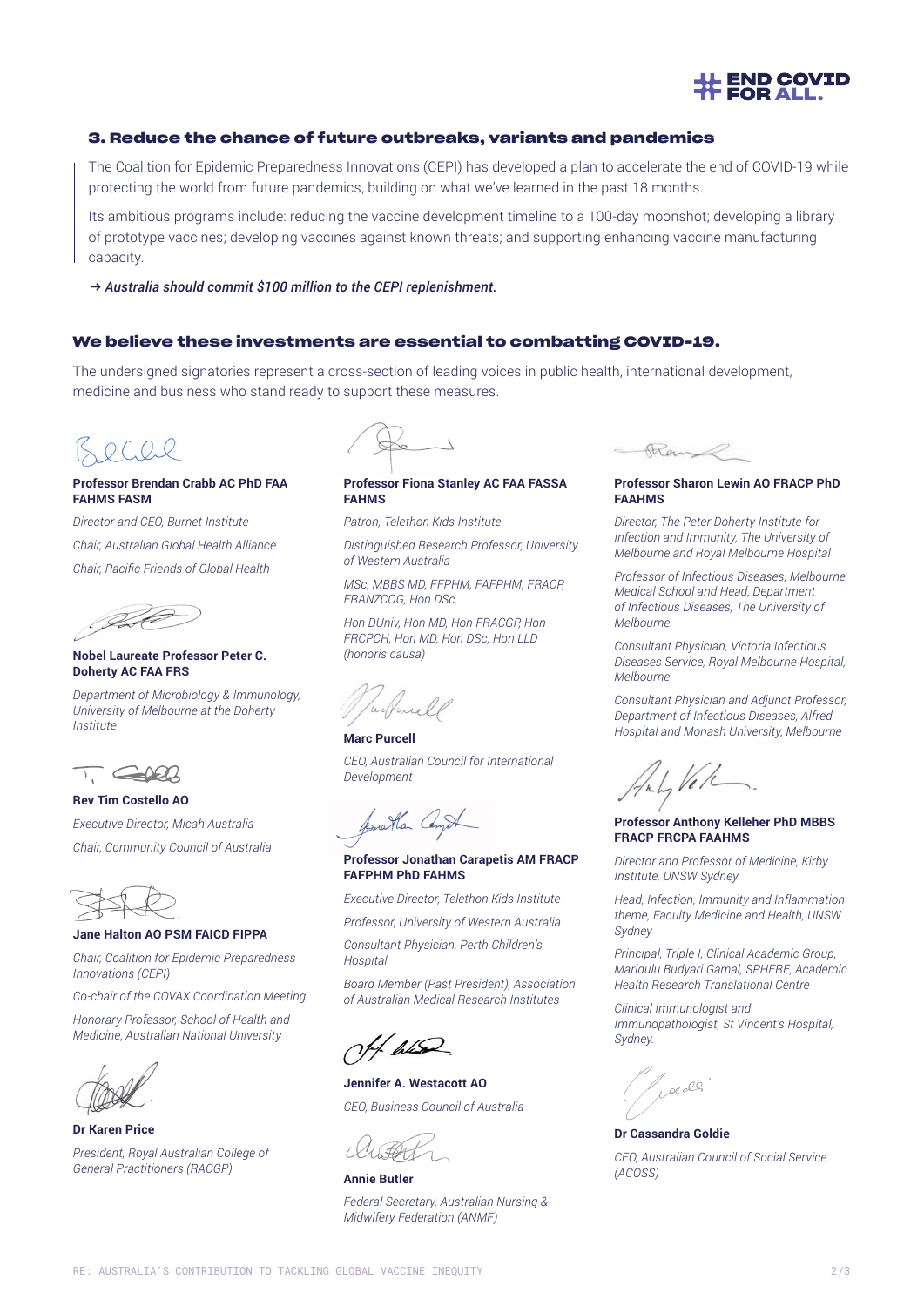## 3. Reduce the chance of future outbreaks, variants and pandemics

The Coalition for Epidemic Preparedness Innovations (CEPI) has developed a plan to accelerate the end of COVID-19 while protecting the world from future pandemics, building on what we've learned in the past 18 months.

Its ambitious programs include: reducing the vaccine development timeline to a 100-day moonshot; developing a library of prototype vaccines; developing vaccines against known threats; and supporting enhancing vaccine manufacturing capacity.

→ ***Australia should commit $100 million to the CEPI replenishment.***

## We believe these investments are essential to combatting COVID-19.

The undersigned signatories represent a cross-section of leading voices in public health, international development, medicine and business who stand ready to support these measures.

**Professor Brendan Crabb AC PhD FAA FAHMS FASM**

*Director and CEO, Burnet Institute*

*Chair, Australian Global Health Alliance*

*Chair, Pacific Friends of Global Health*

**Nobel Laureate Professor Peter C. Doherty AC FAA FRS**

*Department of Microbiology & Immunology, University of Melbourne at the Doherty Institute*

**Rev Tim Costello AO**

*Executive Director, Micah Australia*

*Chair, Community Council of Australia*

**Jane Halton AO PSM FAICD FIPPA**

*Chair, Coalition for Epidemic Preparedness Innovations (CEPI)*

*Co-chair of the COVAX Coordination Meeting*

*Honorary Professor, School of Health and Medicine, Australian National University*

**Dr Karen Price**

*President, Royal Australian College of General Practitioners (RACGP)*

**Professor Fiona Stanley AC FAA FASSA FAHMS**

*Patron, Telethon Kids Institute*

*Distinguished Research Professor, University of Western Australia*

*MSc, MBBS MD, FFPHM, FAFPHM, FRACP, FRANZCOG, Hon DSc,*

*Hon DUniv, Hon MD, Hon FRACGP, Hon FRCPCH, Hon MD, Hon DSc, Hon LLD (honoris causa)*

**Marc Purcell**

*CEO, Australian Council for International Development*

**Professor Jonathan Carapetis AM FRACP FAFPHM PhD FAHMS**

*Executive Director, Telethon Kids Institute*

*Professor, University of Western Australia*

*Consultant Physician, Perth Children's Hospital*

*Board Member (Past President), Association of Australian Medical Research Institutes*

**Jennifer A. Westacott AO**

*CEO, Business Council of Australia*

**Annie Butler**

*Federal Secretary, Australian Nursing & Midwifery Federation (ANMF)*

**Professor Sharon Lewin AO FRACP PhD FAAHMS**

*Director, The Peter Doherty Institute for Infection and Immunity, The University of Melbourne and Royal Melbourne Hospital*

*Professor of Infectious Diseases, Melbourne Medical School and Head, Department of Infectious Diseases, The University of Melbourne*

*Consultant Physician, Victoria Infectious Diseases Service, Royal Melbourne Hospital, Melbourne*

*Consultant Physician and Adjunct Professor, Department of Infectious Diseases, Alfred Hospital and Monash University, Melbourne*

**Professor Anthony Kelleher PhD MBBS FRACP FRCPA FAAHMS**

*Director and Professor of Medicine, Kirby Institute, UNSW Sydney*

*Head, Infection, Immunity and Inflammation theme, Faculty Medicine and Health, UNSW Sydney*

*Principal, Triple I, Clinical Academic Group, Maridulu Budyari Gamal, SPHERE, Academic Health Research Translational Centre*

*Clinical Immunologist and Immunopathologist, St Vincent's Hospital, Sydney.*

**Dr Cassandra Goldie**

*CEO, Australian Council of Social Service (ACOSS)*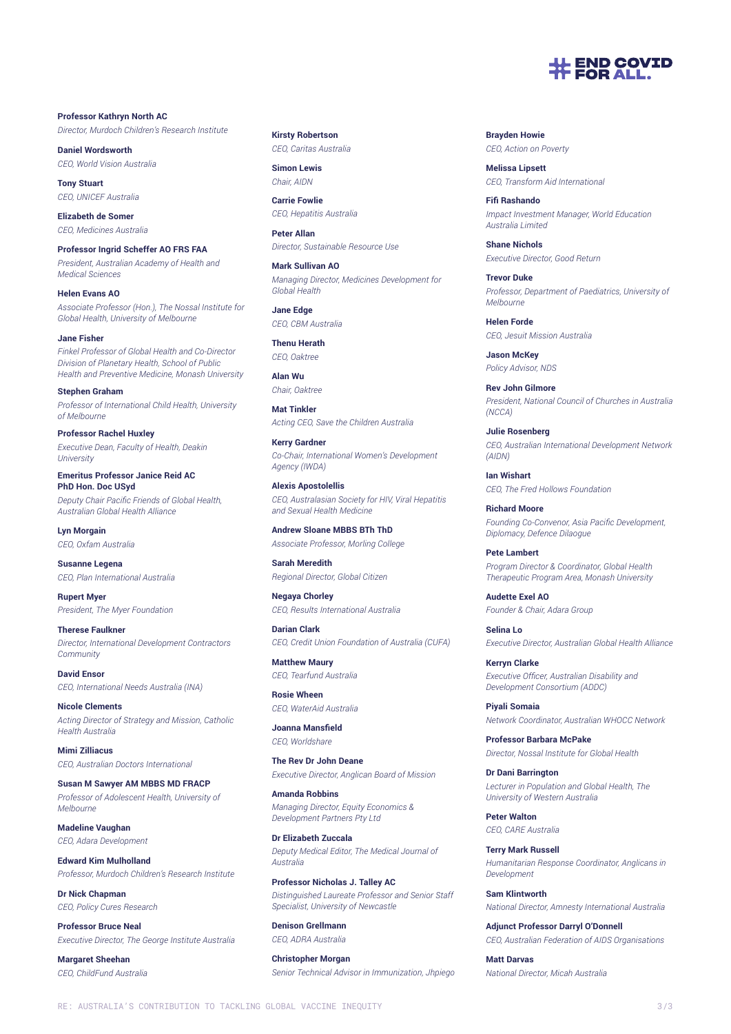**Professor Kathryn North AC**
*Director, Murdoch Children's Research Institute*

**Daniel Wordsworth**
*CEO, World Vision Australia*

**Tony Stuart**
*CEO, UNICEF Australia*

**Elizabeth de Somer**
*CEO, Medicines Australia*

**Professor Ingrid Scheffer AO FRS FAA**
*President, Australian Academy of Health and Medical Sciences*

**Helen Evans AO**
*Associate Professor (Hon.), The Nossal Institute for Global Health, University of Melbourne*

**Jane Fisher**
*Finkel Professor of Global Health and Co-Director Division of Planetary Health, School of Public Health and Preventive Medicine, Monash University*

**Stephen Graham**
*Professor of International Child Health, University of Melbourne*

**Professor Rachel Huxley**
*Executive Dean, Faculty of Health, Deakin University*

**Emeritus Professor Janice Reid AC PhD Hon. Doc USyd**
*Deputy Chair Pacific Friends of Global Health, Australian Global Health Alliance*

**Lyn Morgain**
*CEO, Oxfam Australia*

**Susanne Legena**
*CEO, Plan International Australia*

**Rupert Myer**
*President, The Myer Foundation*

**Therese Faulkner**
*Director, International Development Contractors Community*

**David Ensor**
*CEO, International Needs Australia (INA)*

**Nicole Clements**
*Acting Director of Strategy and Mission, Catholic Health Australia*

**Mimi Zilliacus**
*CEO, Australian Doctors International*

**Susan M Sawyer AM MBBS MD FRACP**
*Professor of Adolescent Health, University of Melbourne*

**Madeline Vaughan**
*CEO, Adara Development*

**Edward Kim Mulholland**
*Professor, Murdoch Children's Research Institute*

**Dr Nick Chapman**
*CEO, Policy Cures Research*

**Professor Bruce Neal**
*Executive Director, The George Institute Australia*

**Margaret Sheehan**
*CEO, ChildFund Australia*

**Kirsty Robertson**
*CEO, Caritas Australia*

**Simon Lewis**
*Chair, AIDN*

**Carrie Fowlie**
*CEO, Hepatitis Australia*

**Peter Allan**
*Director, Sustainable Resource Use*

**Mark Sullivan AO**
*Managing Director, Medicines Development for Global Health*

**Jane Edge**
*CEO, CBM Australia*

**Thenu Herath**
*CEO, Oaktree*

**Alan Wu**
*Chair, Oaktree*

**Mat Tinkler**
*Acting CEO, Save the Children Australia*

**Kerry Gardner**
*Co-Chair, International Women's Development Agency (IWDA)*

**Alexis Apostolellis**
*CEO, Australasian Society for HIV, Viral Hepatitis and Sexual Health Medicine*

**Andrew Sloane MBBS BTh ThD**
*Associate Professor, Morling College*

**Sarah Meredith**
*Regional Director, Global Citizen*

**Negaya Chorley**
*CEO, Results International Australia*

**Darian Clark**
*CEO, Credit Union Foundation of Australia (CUFA)*

**Matthew Maury**
*CEO, Tearfund Australia*

**Rosie Wheen**
*CEO, WaterAid Australia*

**Joanna Mansfield**
*CEO, Worldshare*

**The Rev Dr John Deane**
*Executive Director, Anglican Board of Mission*

**Amanda Robbins**
*Managing Director, Equity Economics & Development Partners Pty Ltd*

**Dr Elizabeth Zuccala**
*Deputy Medical Editor, The Medical Journal of Australia*

**Professor Nicholas J. Talley AC**
*Distinguished Laureate Professor and Senior Staff Specialist, University of Newcastle*

**Denison Grellmann**
*CEO, ADRA Australia*

**Christopher Morgan**
*Senior Technical Advisor in Immunization, Jhpiego*

**Brayden Howie**
*CEO, Action on Poverty*

**Melissa Lipsett**
*CEO, Transform Aid International*

**Fifi Rashando**
*Impact Investment Manager, World Education Australia Limited*

**Shane Nichols**
*Executive Director, Good Return*

**Trevor Duke**
*Professor, Department of Paediatrics, University of Melbourne*

**Helen Forde**
*CEO, Jesuit Mission Australia*

**Jason McKey**
*Policy Advisor, NDS*

**Rev John Gilmore**
*President, National Council of Churches in Australia (NCCA)*

**Julie Rosenberg**
*CEO, Australian International Development Network (AIDN)*

**Ian Wishart**
*CEO, The Fred Hollows Foundation*

**Richard Moore**
*Founding Co-Convenor, Asia Pacific Development, Diplomacy, Defence Dilaogue*

**Pete Lambert**
*Program Director & Coordinator, Global Health Therapeutic Program Area, Monash University*

**Audette Exel AO**
*Founder & Chair, Adara Group*

**Selina Lo**
*Executive Director, Australian Global Health Alliance*

**Kerryn Clarke**
*Executive Officer, Australian Disability and Development Consortium (ADDC)*

**Piyali Somaia**
*Network Coordinator, Australian WHOCC Network*

**Professor Barbara McPake**
*Director, Nossal Institute for Global Health*

**Dr Dani Barrington**
*Lecturer in Population and Global Health, The University of Western Australia*

**Peter Walton**
*CEO, CARE Australia*

**Terry Mark Russell**
*Humanitarian Response Coordinator, Anglicans in Development*

**Sam Klintworth**
*National Director, Amnesty International Australia*

**Adjunct Professor Darryl O'Donnell**
*CEO, Australian Federation of AIDS Organisations*

**Matt Darvas**
*National Director, Micah Australia*